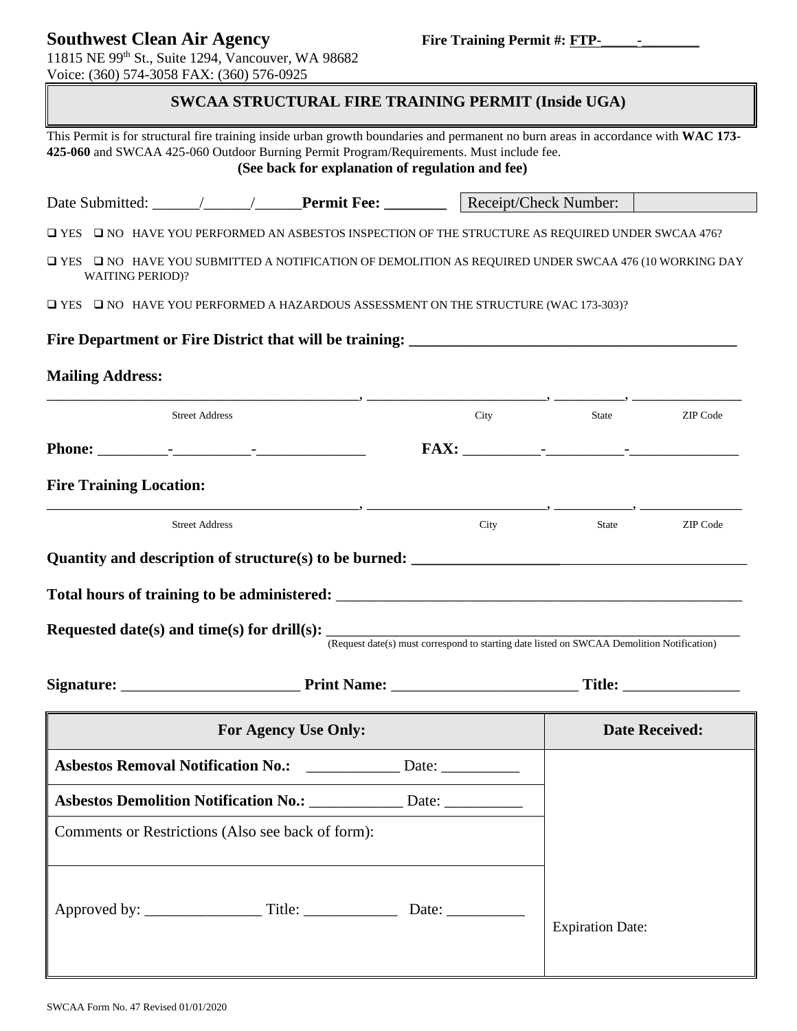**Southwest Clean Air Agency** **Fire Training Permit #: FTP-\_\_\_\_\_-\_\_\_\_\_\_\_\_**

11815 NE 99th St., Suite 1294, Vancouver, WA 98682
Voice: (360) 574-3058 FAX: (360) 576-0925

## SWCAA STRUCTURAL FIRE TRAINING PERMIT (Inside UGA)

This Permit is for structural fire training inside urban growth boundaries and permanent no burn areas in accordance with **WAC 173-425-060** and SWCAA 425-060 Outdoor Burning Permit Program/Requirements. Must include fee.

**(See back for explanation of regulation and fee)**

| Date Submitted: \_\_\_\_\_\_/\_\_\_\_\_\_/\_\_\_\_\_\_ **Permit Fee: \_\_\_\_\_\_\_\_** | Receipt/Check Number: | |
|---|---|---|

❑ YES ❑ NO HAVE YOU PERFORMED AN ASBESTOS INSPECTION OF THE STRUCTURE AS REQUIRED UNDER SWCAA 476?

❑ YES ❑ NO HAVE YOU SUBMITTED A NOTIFICATION OF DEMOLITION AS REQUIRED UNDER SWCAA 476 (10 WORKING DAY WAITING PERIOD)?

❑ YES ❑ NO HAVE YOU PERFORMED A HAZARDOUS ASSESSMENT ON THE STRUCTURE (WAC 173-303)?

**Fire Department or Fire District that will be training: \_\_\_\_\_\_\_\_\_\_\_\_\_\_\_\_\_\_\_\_\_\_\_\_\_\_\_\_\_\_\_\_\_\_\_\_\_\_\_\_**

**Mailing Address:**

\_\_\_\_\_\_\_\_\_\_\_\_\_\_\_\_\_\_\_\_\_\_\_\_\_\_\_\_\_\_\_\_\_\_\_\_\_\_\_\_, \_\_\_\_\_\_\_\_\_\_\_\_\_\_\_\_\_\_\_\_\_\_\_\_, \_\_\_\_\_\_\_\_\_, \_\_\_\_\_\_\_\_\_\_\_\_\_\_\_
Street Address City State ZIP Code

**Phone:** \_\_\_\_\_\_\_\_\_-\_\_\_\_\_\_\_\_\_\_-\_\_\_\_\_\_\_\_\_\_\_\_\_\_ **FAX:** \_\_\_\_\_\_\_\_\_\_-\_\_\_\_\_\_\_\_\_\_-\_\_\_\_\_\_\_\_\_\_\_\_\_\_\_

**Fire Training Location:**

\_\_\_\_\_\_\_\_\_\_\_\_\_\_\_\_\_\_\_\_\_\_\_\_\_\_\_\_\_\_\_\_\_\_\_\_\_\_\_\_, \_\_\_\_\_\_\_\_\_\_\_\_\_\_\_\_\_\_\_\_\_\_\_\_, \_\_\_\_\_\_\_\_\_\_, \_\_\_\_\_\_\_\_\_\_\_\_\_\_
Street Address City State ZIP Code

**Quantity and description of structure(s) to be burned: \_\_\_\_\_\_\_\_\_\_\_\_\_\_\_\_\_\_\_\_\_\_\_\_\_\_\_\_\_\_\_\_\_\_\_\_\_\_\_\_\_\_\_**

**Total hours of training to be administered:** \_\_\_\_\_\_\_\_\_\_\_\_\_\_\_\_\_\_\_\_\_\_\_\_\_\_\_\_\_\_\_\_\_\_\_\_\_\_\_\_\_\_\_\_\_\_\_\_\_\_\_\_\_

**Requested date(s) and time(s) for drill(s):** \_\_\_\_\_\_\_\_\_\_\_\_\_\_\_\_\_\_\_\_\_\_\_\_\_\_\_\_\_\_\_\_\_\_\_\_\_\_\_\_\_\_\_\_\_\_\_\_\_\_\_\_\_\_
(Request date(s) must correspond to starting date listed on SWCAA Demolition Notification)

**Signature:** \_\_\_\_\_\_\_\_\_\_\_\_\_\_\_\_\_\_\_\_\_\_ **Print Name:** \_\_\_\_\_\_\_\_\_\_\_\_\_\_\_\_\_\_\_\_\_\_\_\_ **Title:** \_\_\_\_\_\_\_\_\_\_\_\_\_\_\_

| For Agency Use Only: | Date Received: |
|---|---|
| **Asbestos Removal Notification No.:** \_\_\_\_\_\_\_\_\_\_\_\_ Date: \_\_\_\_\_\_\_\_\_\_ | |
| **Asbestos Demolition Notification No.:** \_\_\_\_\_\_\_\_\_\_\_\_ Date: \_\_\_\_\_\_\_\_\_\_ | |
| Comments or Restrictions (Also see back of form): | |
| Approved by: \_\_\_\_\_\_\_\_\_\_\_\_\_\_\_ Title: \_\_\_\_\_\_\_\_\_\_\_\_ Date: \_\_\_\_\_\_\_\_\_\_ | Expiration Date: |

SWCAA Form No. 47 Revised 01/01/2020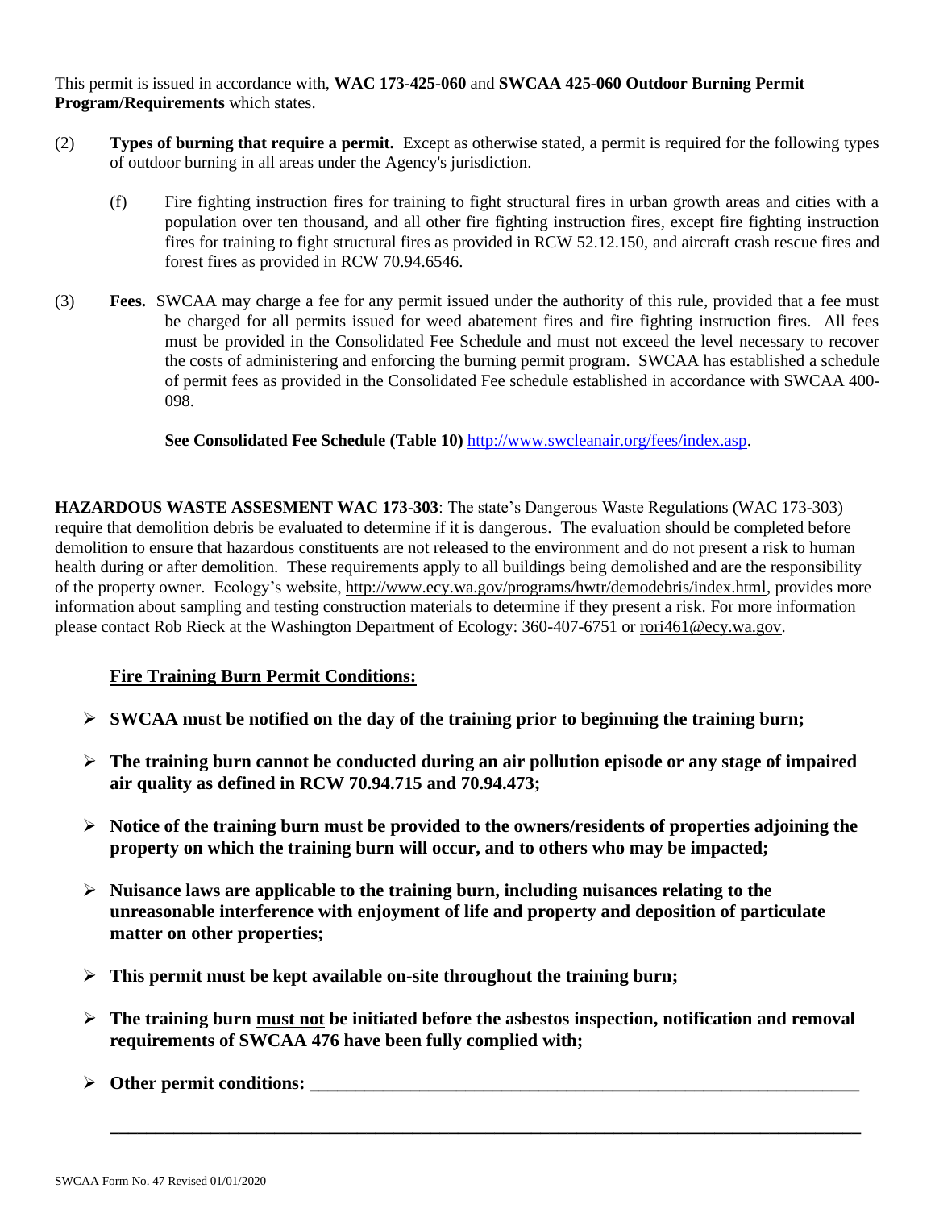This permit is issued in accordance with, **WAC 173-425-060** and **SWCAA 425-060 Outdoor Burning Permit Program/Requirements** which states.

(2) **Types of burning that require a permit.** Except as otherwise stated, a permit is required for the following types of outdoor burning in all areas under the Agency's jurisdiction.

(f) Fire fighting instruction fires for training to fight structural fires in urban growth areas and cities with a population over ten thousand, and all other fire fighting instruction fires, except fire fighting instruction fires for training to fight structural fires as provided in RCW 52.12.150, and aircraft crash rescue fires and forest fires as provided in RCW 70.94.6546.

(3) **Fees.** SWCAA may charge a fee for any permit issued under the authority of this rule, provided that a fee must be charged for all permits issued for weed abatement fires and fire fighting instruction fires. All fees must be provided in the Consolidated Fee Schedule and must not exceed the level necessary to recover the costs of administering and enforcing the burning permit program. SWCAA has established a schedule of permit fees as provided in the Consolidated Fee schedule established in accordance with SWCAA 400-098.

**See Consolidated Fee Schedule (Table 10)** http://www.swcleanair.org/fees/index.asp.

**HAZARDOUS WASTE ASSESMENT WAC 173-303**: The state's Dangerous Waste Regulations (WAC 173-303) require that demolition debris be evaluated to determine if it is dangerous. The evaluation should be completed before demolition to ensure that hazardous constituents are not released to the environment and do not present a risk to human health during or after demolition. These requirements apply to all buildings being demolished and are the responsibility of the property owner. Ecology's website, http://www.ecy.wa.gov/programs/hwtr/demodebris/index.html, provides more information about sampling and testing construction materials to determine if they present a risk. For more information please contact Rob Rieck at the Washington Department of Ecology: 360-407-6751 or rori461@ecy.wa.gov.

## Fire Training Burn Permit Conditions:

- **SWCAA must be notified on the day of the training prior to beginning the training burn;**
- **The training burn cannot be conducted during an air pollution episode or any stage of impaired air quality as defined in RCW 70.94.715 and 70.94.473;**
- **Notice of the training burn must be provided to the owners/residents of properties adjoining the property on which the training burn will occur, and to others who may be impacted;**
- **Nuisance laws are applicable to the training burn, including nuisances relating to the unreasonable interference with enjoyment of life and property and deposition of particulate matter on other properties;**
- **This permit must be kept available on-site throughout the training burn;**
- **The training burn must not be initiated before the asbestos inspection, notification and removal requirements of SWCAA 476 have been fully complied with;**
- **Other permit conditions: ______________________________________________________________**

**______________________________________________________________________________**

SWCAA Form No. 47 Revised 01/01/2020